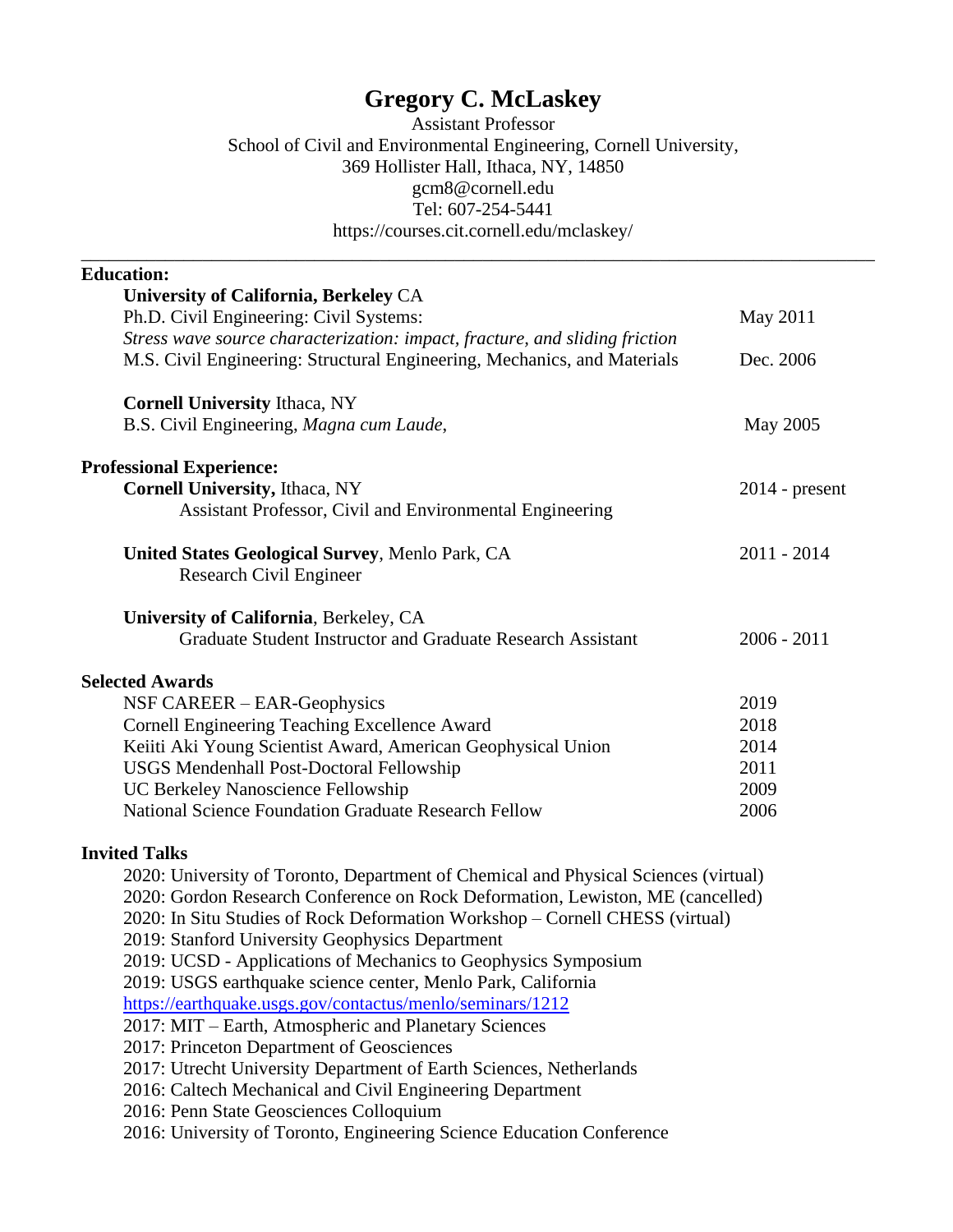# Gregory C. McLaskey

Assistant Professor
School of Civil and Environmental Engineering, Cornell University,
369 Hollister Hall, Ithaca, NY, 14850
gcm8@cornell.edu
Tel: 607-254-5441
https://courses.cit.cornell.edu/mclaskey/

---

## Education:

**University of California, Berkeley** CA

Ph.D. Civil Engineering: Civil Systems: — May 2011

*Stress wave source characterization: impact, fracture, and sliding friction*

M.S. Civil Engineering: Structural Engineering, Mechanics, and Materials — Dec. 2006

**Cornell University** Ithaca, NY

B.S. Civil Engineering, *Magna cum Laude*, — May 2005

## Professional Experience:

**Cornell University,** Ithaca, NY — 2014 - present

Assistant Professor, Civil and Environmental Engineering

**United States Geological Survey**, Menlo Park, CA — 2011 - 2014

Research Civil Engineer

**University of California**, Berkeley, CA

Graduate Student Instructor and Graduate Research Assistant — 2006 - 2011

## Selected Awards

| | |
|---|---|
| NSF CAREER – EAR-Geophysics | 2019 |
| Cornell Engineering Teaching Excellence Award | 2018 |
| Keiiti Aki Young Scientist Award, American Geophysical Union | 2014 |
| USGS Mendenhall Post-Doctoral Fellowship | 2011 |
| UC Berkeley Nanoscience Fellowship | 2009 |
| National Science Foundation Graduate Research Fellow | 2006 |

## Invited Talks

2020: University of Toronto, Department of Chemical and Physical Sciences (virtual)
2020: Gordon Research Conference on Rock Deformation, Lewiston, ME (cancelled)
2020: In Situ Studies of Rock Deformation Workshop – Cornell CHESS (virtual)
2019: Stanford University Geophysics Department
2019: UCSD - Applications of Mechanics to Geophysics Symposium
2019: USGS earthquake science center, Menlo Park, California
https://earthquake.usgs.gov/contactus/menlo/seminars/1212
2017: MIT – Earth, Atmospheric and Planetary Sciences
2017: Princeton Department of Geosciences
2017: Utrecht University Department of Earth Sciences, Netherlands
2016: Caltech Mechanical and Civil Engineering Department
2016: Penn State Geosciences Colloquium
2016: University of Toronto, Engineering Science Education Conference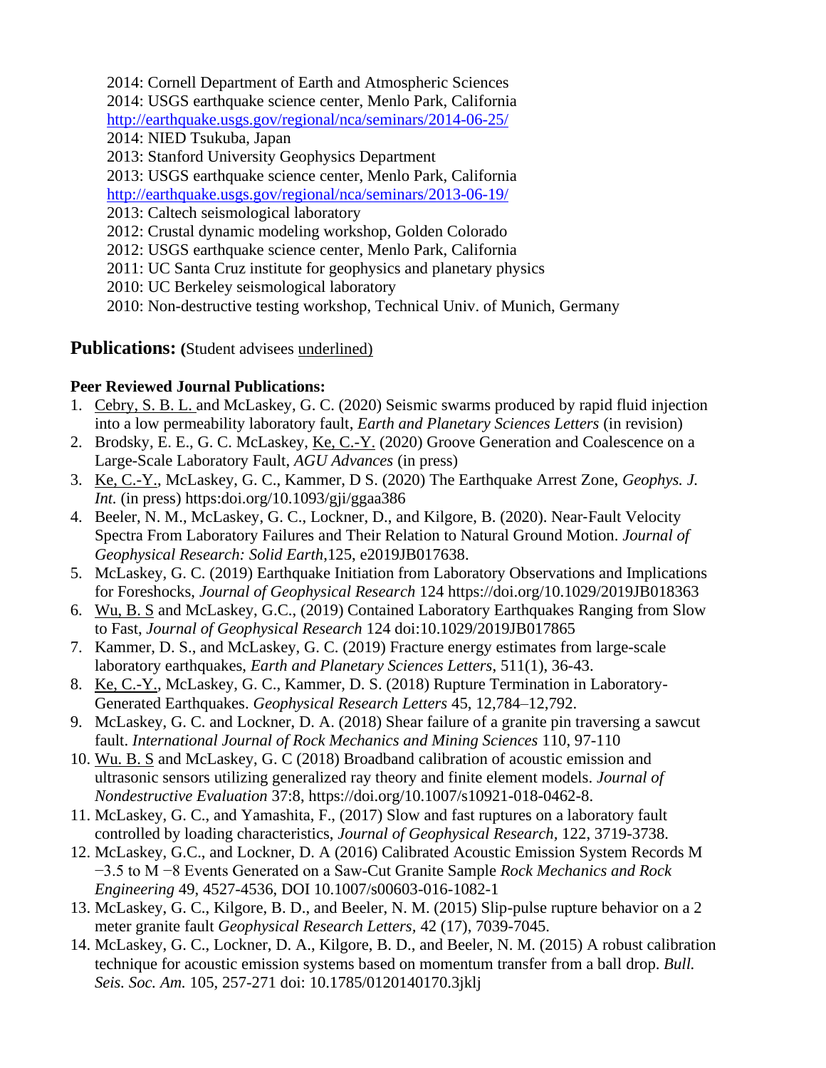2014: Cornell Department of Earth and Atmospheric Sciences
2014: USGS earthquake science center, Menlo Park, California
http://earthquake.usgs.gov/regional/nca/seminars/2014-06-25/
2014: NIED Tsukuba, Japan
2013: Stanford University Geophysics Department
2013: USGS earthquake science center, Menlo Park, California
http://earthquake.usgs.gov/regional/nca/seminars/2013-06-19/
2013: Caltech seismological laboratory
2012: Crustal dynamic modeling workshop, Golden Colorado
2012: USGS earthquake science center, Menlo Park, California
2011: UC Santa Cruz institute for geophysics and planetary physics
2010: UC Berkeley seismological laboratory
2010: Non-destructive testing workshop, Technical Univ. of Munich, Germany

## Publications: (Student advisees <u>underlined</u>)

**Peer Reviewed Journal Publications:**

1. <u>Cebry, S. B. L.</u> and McLaskey, G. C. (2020) Seismic swarms produced by rapid fluid injection into a low permeability laboratory fault, *Earth and Planetary Sciences Letters* (in revision)
2. Brodsky, E. E., G. C. McLaskey, <u>Ke, C.-Y.</u> (2020) Groove Generation and Coalescence on a Large-Scale Laboratory Fault, *AGU Advances* (in press)
3. <u>Ke, C.-Y.</u>, McLaskey, G. C., Kammer, D S. (2020) The Earthquake Arrest Zone, *Geophys. J. Int.* (in press) https:doi.org/10.1093/gji/ggaa386
4. Beeler, N. M., McLaskey, G. C., Lockner, D., and Kilgore, B. (2020). Near-Fault Velocity Spectra From Laboratory Failures and Their Relation to Natural Ground Motion. *Journal of Geophysical Research: Solid Earth*,125, e2019JB017638.
5. McLaskey, G. C. (2019) Earthquake Initiation from Laboratory Observations and Implications for Foreshocks, *Journal of Geophysical Research* 124 https://doi.org/10.1029/2019JB018363
6. <u>Wu, B. S</u> and McLaskey, G.C., (2019) Contained Laboratory Earthquakes Ranging from Slow to Fast, *Journal of Geophysical Research* 124 doi:10.1029/2019JB017865
7. Kammer, D. S., and McLaskey, G. C. (2019) Fracture energy estimates from large-scale laboratory earthquakes, *Earth and Planetary Sciences Letters*, 511(1), 36-43.
8. <u>Ke, C.-Y.</u>, McLaskey, G. C., Kammer, D. S. (2018) Rupture Termination in Laboratory-Generated Earthquakes. *Geophysical Research Letters* 45, 12,784–12,792.
9. McLaskey, G. C. and Lockner, D. A. (2018) Shear failure of a granite pin traversing a sawcut fault. *International Journal of Rock Mechanics and Mining Sciences* 110, 97-110
10. <u>Wu. B. S</u> and McLaskey, G. C (2018) Broadband calibration of acoustic emission and ultrasonic sensors utilizing generalized ray theory and finite element models. *Journal of Nondestructive Evaluation* 37:8, https://doi.org/10.1007/s10921-018-0462-8.
11. McLaskey, G. C., and Yamashita, F., (2017) Slow and fast ruptures on a laboratory fault controlled by loading characteristics, *Journal of Geophysical Research*, 122, 3719-3738.
12. McLaskey, G.C., and Lockner, D. A (2016) Calibrated Acoustic Emission System Records M −3.5 to M −8 Events Generated on a Saw-Cut Granite Sample *Rock Mechanics and Rock Engineering* 49, 4527-4536, DOI 10.1007/s00603-016-1082-1
13. McLaskey, G. C., Kilgore, B. D., and Beeler, N. M. (2015) Slip-pulse rupture behavior on a 2 meter granite fault *Geophysical Research Letters*, 42 (17), 7039-7045.
14. McLaskey, G. C., Lockner, D. A., Kilgore, B. D., and Beeler, N. M. (2015) A robust calibration technique for acoustic emission systems based on momentum transfer from a ball drop. *Bull. Seis. Soc. Am.* 105, 257-271 doi: 10.1785/0120140170.3jklj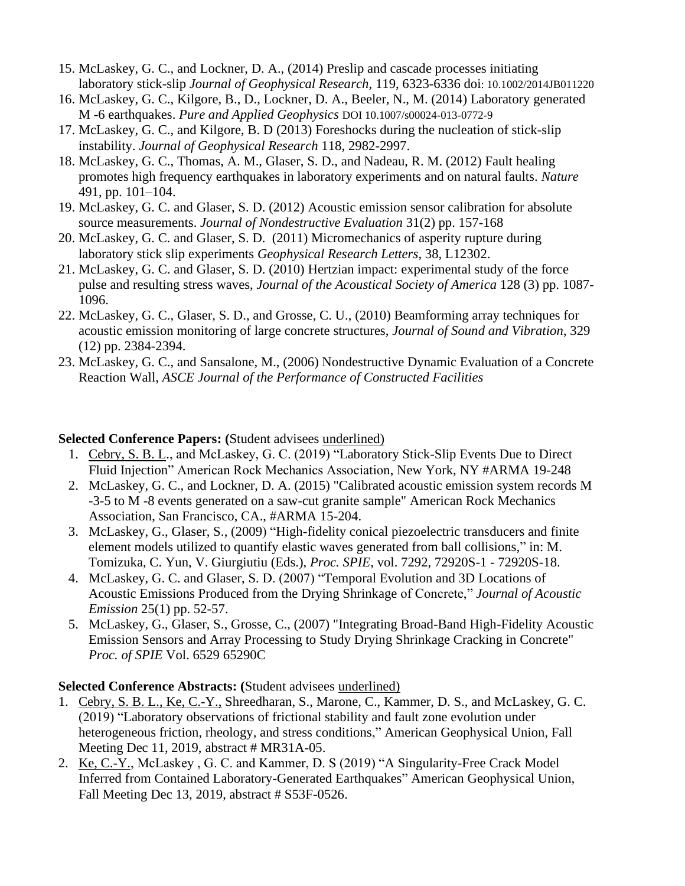15. McLaskey, G. C., and Lockner, D. A., (2014) Preslip and cascade processes initiating laboratory stick-slip *Journal of Geophysical Research,* 119, 6323-6336 doi: 10.1002/2014JB011220
16. McLaskey, G. C., Kilgore, B., D., Lockner, D. A., Beeler, N., M. (2014) Laboratory generated M -6 earthquakes. *Pure and Applied Geophysics* DOI 10.1007/s00024-013-0772-9
17. McLaskey, G. C., and Kilgore, B. D (2013) Foreshocks during the nucleation of stick-slip instability. *Journal of Geophysical Research* 118, 2982-2997.
18. McLaskey, G. C., Thomas, A. M., Glaser, S. D., and Nadeau, R. M. (2012) Fault healing promotes high frequency earthquakes in laboratory experiments and on natural faults. *Nature* 491, pp. 101–104.
19. McLaskey, G. C. and Glaser, S. D. (2012) Acoustic emission sensor calibration for absolute source measurements. *Journal of Nondestructive Evaluation* 31(2) pp. 157-168
20. McLaskey, G. C. and Glaser, S. D. (2011) Micromechanics of asperity rupture during laboratory stick slip experiments *Geophysical Research Letters*, 38, L12302.
21. McLaskey, G. C. and Glaser, S. D. (2010) Hertzian impact: experimental study of the force pulse and resulting stress waves, *Journal of the Acoustical Society of America* 128 (3) pp. 1087-1096.
22. McLaskey, G. C., Glaser, S. D., and Grosse, C. U., (2010) Beamforming array techniques for acoustic emission monitoring of large concrete structures, *Journal of Sound and Vibration*, 329 (12) pp. 2384-2394.
23. McLaskey, G. C., and Sansalone, M., (2006) Nondestructive Dynamic Evaluation of a Concrete Reaction Wall, *ASCE Journal of the Performance of Constructed Facilities*

**Selected Conference Papers: (**Student advisees <u>underlined</u>)

1. <u>Cebry, S. B. L</u>., and McLaskey, G. C. (2019) "Laboratory Stick-Slip Events Due to Direct Fluid Injection" American Rock Mechanics Association, New York, NY #ARMA 19-248
2. McLaskey, G. C., and Lockner, D. A. (2015) "Calibrated acoustic emission system records M -3-5 to M -8 events generated on a saw-cut granite sample" American Rock Mechanics Association, San Francisco, CA., #ARMA 15-204.
3. McLaskey, G., Glaser, S., (2009) "High-fidelity conical piezoelectric transducers and finite element models utilized to quantify elastic waves generated from ball collisions," in: M. Tomizuka, C. Yun, V. Giurgiutiu (Eds.), *Proc. SPIE*, vol. 7292, 72920S-1 - 72920S-18.
4. McLaskey, G. C. and Glaser, S. D. (2007) "Temporal Evolution and 3D Locations of Acoustic Emissions Produced from the Drying Shrinkage of Concrete," *Journal of Acoustic Emission* 25(1) pp. 52-57.
5. McLaskey, G., Glaser, S., Grosse, C., (2007) "Integrating Broad-Band High-Fidelity Acoustic Emission Sensors and Array Processing to Study Drying Shrinkage Cracking in Concrete" *Proc. of SPIE* Vol. 6529 65290C

**Selected Conference Abstracts: (**Student advisees <u>underlined</u>)

1. <u>Cebry, S. B. L., Ke, C.-Y.,</u> Shreedharan, S., Marone, C., Kammer, D. S., and McLaskey, G. C. (2019) "Laboratory observations of frictional stability and fault zone evolution under heterogeneous friction, rheology, and stress conditions," American Geophysical Union, Fall Meeting Dec 11, 2019, abstract # MR31A-05.
2. <u>Ke, C.-Y.</u>, McLaskey , G. C. and Kammer, D. S (2019) "A Singularity-Free Crack Model Inferred from Contained Laboratory-Generated Earthquakes" American Geophysical Union, Fall Meeting Dec 13, 2019, abstract # S53F-0526.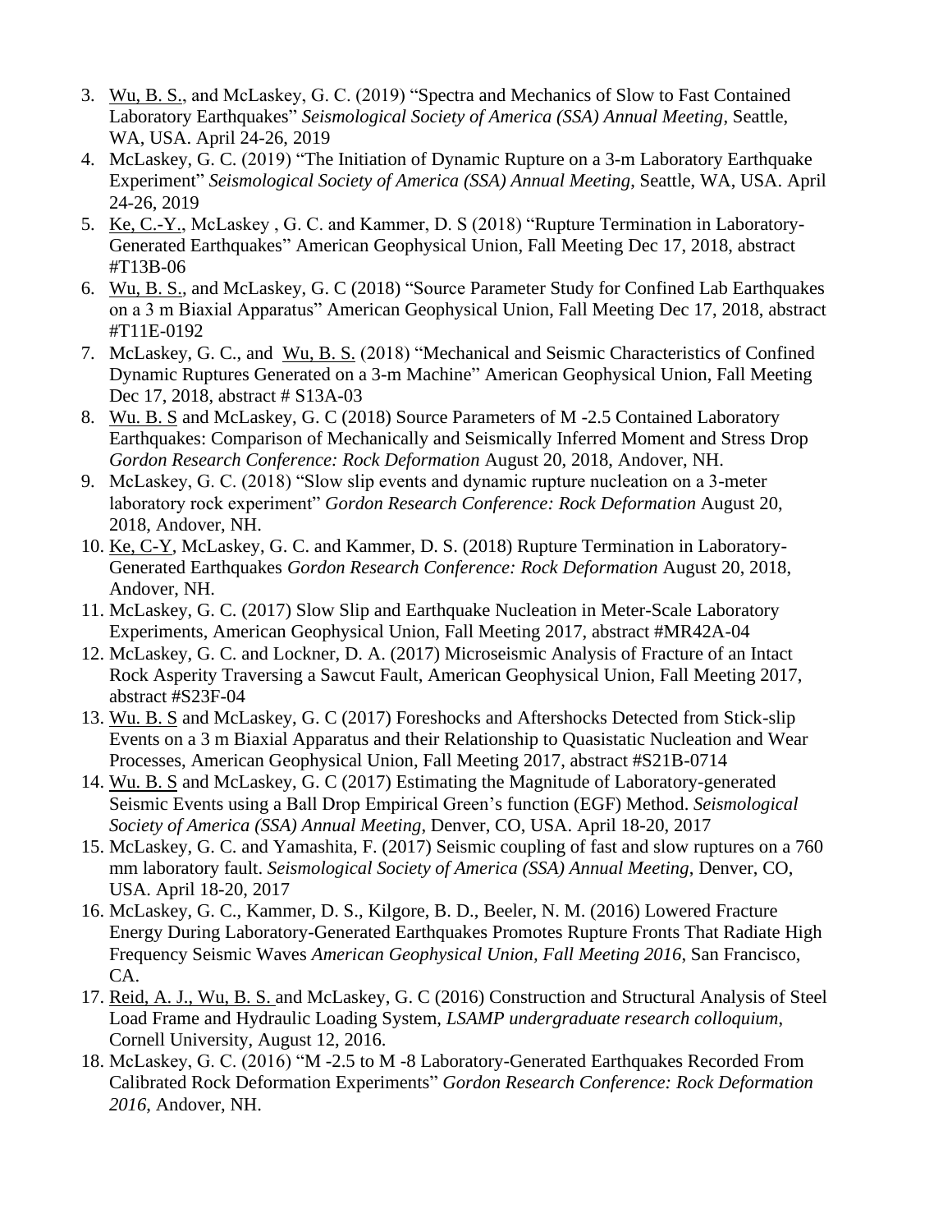3. Wu, B. S., and McLaskey, G. C. (2019) "Spectra and Mechanics of Slow to Fast Contained Laboratory Earthquakes" *Seismological Society of America (SSA) Annual Meeting*, Seattle, WA, USA. April 24-26, 2019
4. McLaskey, G. C. (2019) "The Initiation of Dynamic Rupture on a 3-m Laboratory Earthquake Experiment" *Seismological Society of America (SSA) Annual Meeting*, Seattle, WA, USA. April 24-26, 2019
5. Ke, C.-Y., McLaskey , G. C. and Kammer, D. S (2018) "Rupture Termination in Laboratory-Generated Earthquakes" American Geophysical Union, Fall Meeting Dec 17, 2018, abstract #T13B-06
6. Wu, B. S., and McLaskey, G. C (2018) "Source Parameter Study for Confined Lab Earthquakes on a 3 m Biaxial Apparatus" American Geophysical Union, Fall Meeting Dec 17, 2018, abstract #T11E-0192
7. McLaskey, G. C., and Wu, B. S. (2018) "Mechanical and Seismic Characteristics of Confined Dynamic Ruptures Generated on a 3-m Machine" American Geophysical Union, Fall Meeting Dec 17, 2018, abstract # S13A-03
8. Wu. B. S and McLaskey, G. C (2018) Source Parameters of M -2.5 Contained Laboratory Earthquakes: Comparison of Mechanically and Seismically Inferred Moment and Stress Drop *Gordon Research Conference: Rock Deformation* August 20, 2018, Andover, NH.
9. McLaskey, G. C. (2018) "Slow slip events and dynamic rupture nucleation on a 3-meter laboratory rock experiment" *Gordon Research Conference: Rock Deformation* August 20, 2018, Andover, NH.
10. Ke, C-Y, McLaskey, G. C. and Kammer, D. S. (2018) Rupture Termination in Laboratory-Generated Earthquakes *Gordon Research Conference: Rock Deformation* August 20, 2018, Andover, NH.
11. McLaskey, G. C. (2017) Slow Slip and Earthquake Nucleation in Meter-Scale Laboratory Experiments, American Geophysical Union, Fall Meeting 2017, abstract #MR42A-04
12. McLaskey, G. C. and Lockner, D. A. (2017) Microseismic Analysis of Fracture of an Intact Rock Asperity Traversing a Sawcut Fault, American Geophysical Union, Fall Meeting 2017, abstract #S23F-04
13. Wu. B. S and McLaskey, G. C (2017) Foreshocks and Aftershocks Detected from Stick-slip Events on a 3 m Biaxial Apparatus and their Relationship to Quasistatic Nucleation and Wear Processes, American Geophysical Union, Fall Meeting 2017, abstract #S21B-0714
14. Wu. B. S and McLaskey, G. C (2017) Estimating the Magnitude of Laboratory-generated Seismic Events using a Ball Drop Empirical Green's function (EGF) Method. *Seismological Society of America (SSA) Annual Meeting*, Denver, CO, USA. April 18-20, 2017
15. McLaskey, G. C. and Yamashita, F. (2017) Seismic coupling of fast and slow ruptures on a 760 mm laboratory fault. *Seismological Society of America (SSA) Annual Meeting*, Denver, CO, USA. April 18-20, 2017
16. McLaskey, G. C., Kammer, D. S., Kilgore, B. D., Beeler, N. M. (2016) Lowered Fracture Energy During Laboratory-Generated Earthquakes Promotes Rupture Fronts That Radiate High Frequency Seismic Waves *American Geophysical Union, Fall Meeting 2016*, San Francisco, CA.
17. Reid, A. J., Wu, B. S. and McLaskey, G. C (2016) Construction and Structural Analysis of Steel Load Frame and Hydraulic Loading System, *LSAMP undergraduate research colloquium*, Cornell University, August 12, 2016.
18. McLaskey, G. C. (2016) "M -2.5 to M -8 Laboratory-Generated Earthquakes Recorded From Calibrated Rock Deformation Experiments" *Gordon Research Conference: Rock Deformation 2016*, Andover, NH.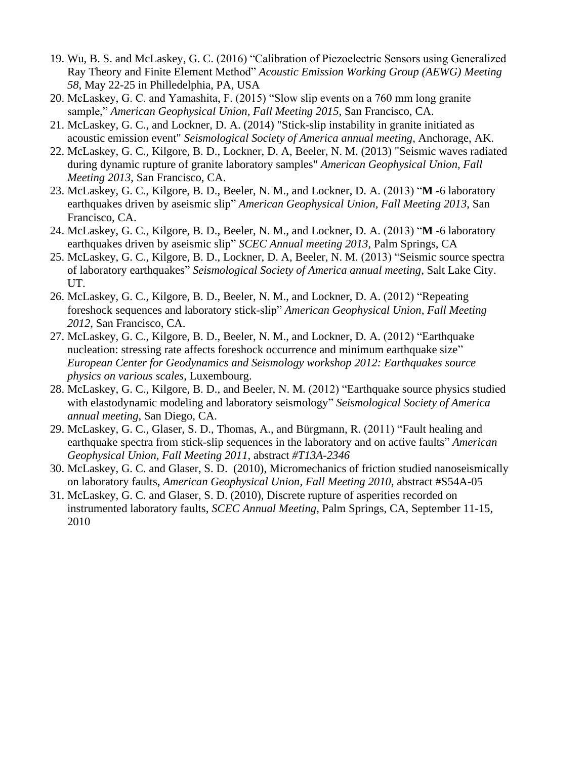19. Wu, B. S. and McLaskey, G. C. (2016) "Calibration of Piezoelectric Sensors using Generalized Ray Theory and Finite Element Method" *Acoustic Emission Working Group (AEWG) Meeting 58*, May 22-25 in Philledelphia, PA, USA
20. McLaskey, G. C. and Yamashita, F. (2015) "Slow slip events on a 760 mm long granite sample," *American Geophysical Union, Fall Meeting 2015*, San Francisco, CA.
21. McLaskey, G. C., and Lockner, D. A. (2014) "Stick-slip instability in granite initiated as acoustic emission event" *Seismological Society of America annual meeting*, Anchorage, AK.
22. McLaskey, G. C., Kilgore, B. D., Lockner, D. A, Beeler, N. M. (2013) "Seismic waves radiated during dynamic rupture of granite laboratory samples" *American Geophysical Union, Fall Meeting 2013*, San Francisco, CA.
23. McLaskey, G. C., Kilgore, B. D., Beeler, N. M., and Lockner, D. A. (2013) "**M** -6 laboratory earthquakes driven by aseismic slip" *American Geophysical Union, Fall Meeting 2013*, San Francisco, CA.
24. McLaskey, G. C., Kilgore, B. D., Beeler, N. M., and Lockner, D. A. (2013) "**M** -6 laboratory earthquakes driven by aseismic slip" *SCEC Annual meeting 2013*, Palm Springs, CA
25. McLaskey, G. C., Kilgore, B. D., Lockner, D. A, Beeler, N. M. (2013) "Seismic source spectra of laboratory earthquakes" *Seismological Society of America annual meeting*, Salt Lake City. UT.
26. McLaskey, G. C., Kilgore, B. D., Beeler, N. M., and Lockner, D. A. (2012) "Repeating foreshock sequences and laboratory stick-slip" *American Geophysical Union, Fall Meeting 2012*, San Francisco, CA.
27. McLaskey, G. C., Kilgore, B. D., Beeler, N. M., and Lockner, D. A. (2012) "Earthquake nucleation: stressing rate affects foreshock occurrence and minimum earthquake size" *European Center for Geodynamics and Seismology workshop 2012: Earthquakes source physics on various scales*, Luxembourg.
28. McLaskey, G. C., Kilgore, B. D., and Beeler, N. M. (2012) "Earthquake source physics studied with elastodynamic modeling and laboratory seismology" *Seismological Society of America annual meeting*, San Diego, CA.
29. McLaskey, G. C., Glaser, S. D., Thomas, A., and Bürgmann, R. (2011) "Fault healing and earthquake spectra from stick-slip sequences in the laboratory and on active faults" *American Geophysical Union, Fall Meeting 2011*, abstract *#T13A-2346*
30. McLaskey, G. C. and Glaser, S. D. (2010), Micromechanics of friction studied nanoseismically on laboratory faults, *American Geophysical Union, Fall Meeting 2010*, abstract #S54A-05
31. McLaskey, G. C. and Glaser, S. D. (2010), Discrete rupture of asperities recorded on instrumented laboratory faults, *SCEC Annual Meeting*, Palm Springs, CA, September 11-15, 2010